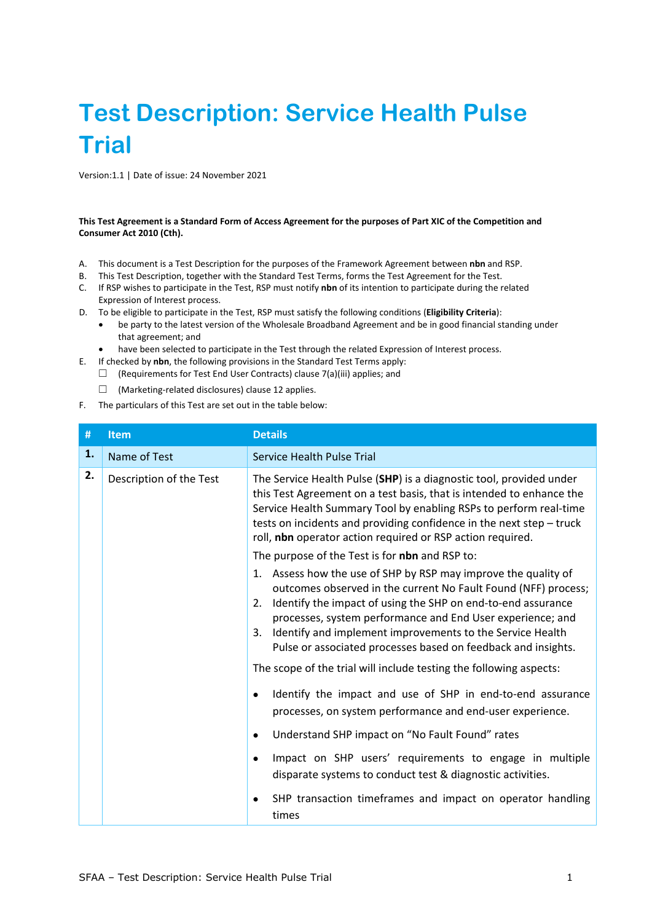# Test Description: Service Health Pulse Trial

Version:1.1 | Date of issue: 24 November 2021

**This Test Agreement is a Standard Form of Access Agreement for the purposes of Part XIC of the Competition and Consumer Act 2010 (Cth).**

A. This document is a Test Description for the purposes of the Framework Agreement between **nbn** and RSP.

B. This Test Description, together with the Standard Test Terms, forms the Test Agreement for the Test.

C. If RSP wishes to participate in the Test, RSP must notify **nbn** of its intention to participate during the related Expression of Interest process.

D. To be eligible to participate in the Test, RSP must satisfy the following conditions (**Eligibility Criteria**):
   - be party to the latest version of the Wholesale Broadband Agreement and be in good financial standing under that agreement; and
   - have been selected to participate in the Test through the related Expression of Interest process.

E. If checked by **nbn**, the following provisions in the Standard Test Terms apply:
   - ☐ (Requirements for Test End User Contracts) clause 7(a)(iii) applies; and
   - ☐ (Marketing-related disclosures) clause 12 applies.

F. The particulars of this Test are set out in the table below:

| # | Item | Details |
|---|---|---|
| **1.** | Name of Test | Service Health Pulse Trial |
| **2.** | Description of the Test | The Service Health Pulse (**SHP**) is a diagnostic tool, provided under this Test Agreement on a test basis, that is intended to enhance the Service Health Summary Tool by enabling RSPs to perform real-time tests on incidents and providing confidence in the next step – truck roll, **nbn** operator action required or RSP action required.<br><br>The purpose of the Test is for **nbn** and RSP to:<br>1. Assess how the use of SHP by RSP may improve the quality of outcomes observed in the current No Fault Found (NFF) process;<br>2. Identify the impact of using the SHP on end-to-end assurance processes, system performance and End User experience; and<br>3. Identify and implement improvements to the Service Health Pulse or associated processes based on feedback and insights.<br><br>The scope of the trial will include testing the following aspects:<br>• Identify the impact and use of SHP in end-to-end assurance processes, on system performance and end-user experience.<br>• Understand SHP impact on “No Fault Found” rates<br>• Impact on SHP users’ requirements to engage in multiple disparate systems to conduct test & diagnostic activities.<br>• SHP transaction timeframes and impact on operator handling times |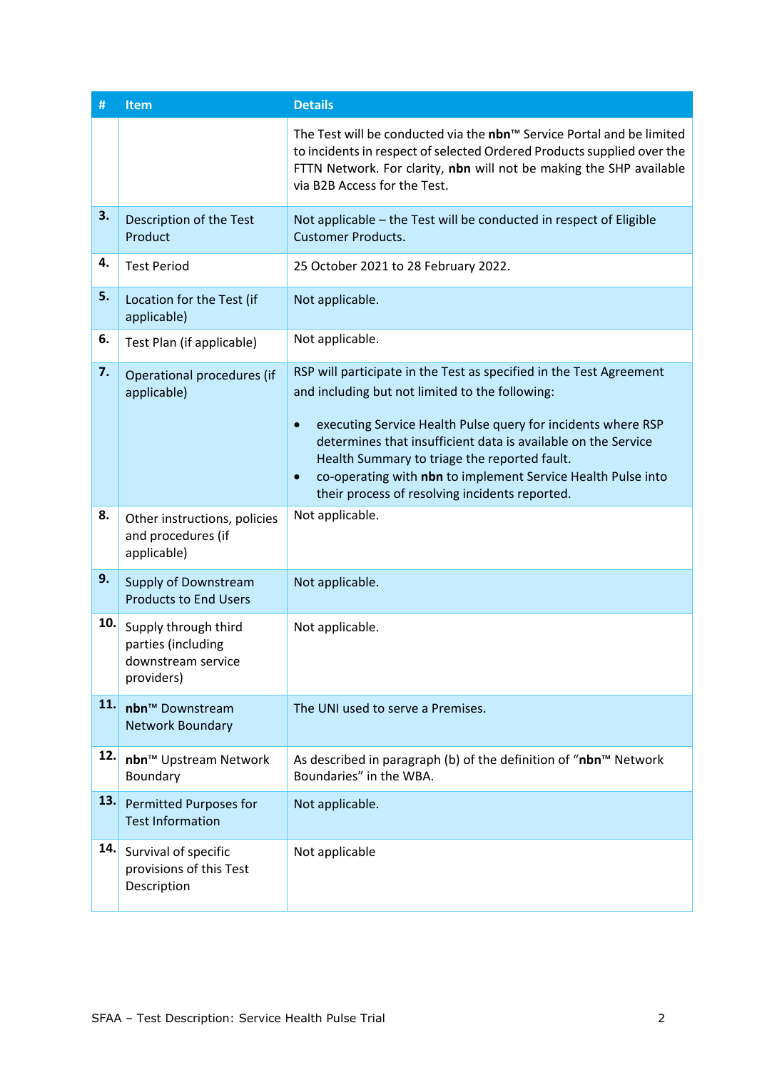| # | Item | Details |
|---|---|---|
| | | The Test will be conducted via the **nbn**™ Service Portal and be limited to incidents in respect of selected Ordered Products supplied over the FTTN Network. For clarity, **nbn** will not be making the SHP available via B2B Access for the Test. |
| **3.** | Description of the Test Product | Not applicable – the Test will be conducted in respect of Eligible Customer Products. |
| **4.** | Test Period | 25 October 2021 to 28 February 2022. |
| **5.** | Location for the Test (if applicable) | Not applicable. |
| **6.** | Test Plan (if applicable) | Not applicable. |
| **7.** | Operational procedures (if applicable) | RSP will participate in the Test as specified in the Test Agreement and including but not limited to the following:<br><br>• executing Service Health Pulse query for incidents where RSP determines that insufficient data is available on the Service Health Summary to triage the reported fault.<br>• co-operating with **nbn** to implement Service Health Pulse into their process of resolving incidents reported. |
| **8.** | Other instructions, policies and procedures (if applicable) | Not applicable. |
| **9.** | Supply of Downstream Products to End Users | Not applicable. |
| **10.** | Supply through third parties (including downstream service providers) | Not applicable. |
| **11.** | **nbn**™ Downstream Network Boundary | The UNI used to serve a Premises. |
| **12.** | **nbn**™ Upstream Network Boundary | As described in paragraph (b) of the definition of "**nbn**™ Network Boundaries" in the WBA. |
| **13.** | Permitted Purposes for Test Information | Not applicable. |
| **14.** | Survival of specific provisions of this Test Description | Not applicable |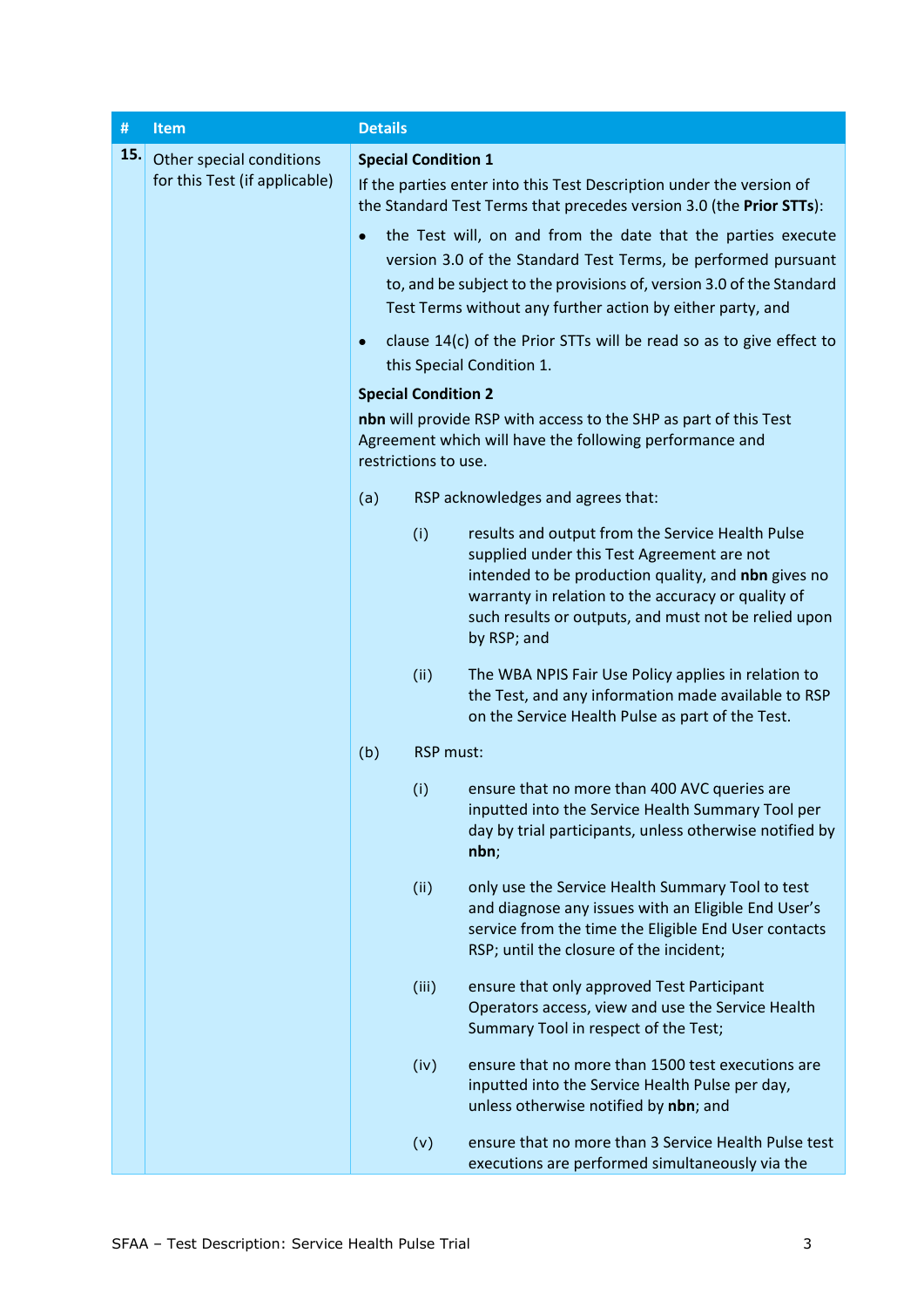| # | Item | Details |
|---|---|---|
| 15. | Other special conditions for this Test (if applicable) | **Special Condition 1**<br>If the parties enter into this Test Description under the version of the Standard Test Terms that precedes version 3.0 (the **Prior STTs**):<br>• the Test will, on and from the date that the parties execute version 3.0 of the Standard Test Terms, be performed pursuant to, and be subject to the provisions of, version 3.0 of the Standard Test Terms without any further action by either party, and<br>• clause 14(c) of the Prior STTs will be read so as to give effect to this Special Condition 1.<br>**Special Condition 2**<br>**nbn** will provide RSP with access to the SHP as part of this Test Agreement which will have the following performance and restrictions to use.<br>(a) RSP acknowledges and agrees that:<br>(i) results and output from the Service Health Pulse supplied under this Test Agreement are not intended to be production quality, and **nbn** gives no warranty in relation to the accuracy or quality of such results or outputs, and must not be relied upon by RSP; and<br>(ii) The WBA NPIS Fair Use Policy applies in relation to the Test, and any information made available to RSP on the Service Health Pulse as part of the Test.<br>(b) RSP must:<br>(i) ensure that no more than 400 AVC queries are inputted into the Service Health Summary Tool per day by trial participants, unless otherwise notified by **nbn**;<br>(ii) only use the Service Health Summary Tool to test and diagnose any issues with an Eligible End User's service from the time the Eligible End User contacts RSP; until the closure of the incident;<br>(iii) ensure that only approved Test Participant Operators access, view and use the Service Health Summary Tool in respect of the Test;<br>(iv) ensure that no more than 1500 test executions are inputted into the Service Health Pulse per day, unless otherwise notified by **nbn**; and<br>(v) ensure that no more than 3 Service Health Pulse test executions are performed simultaneously via the |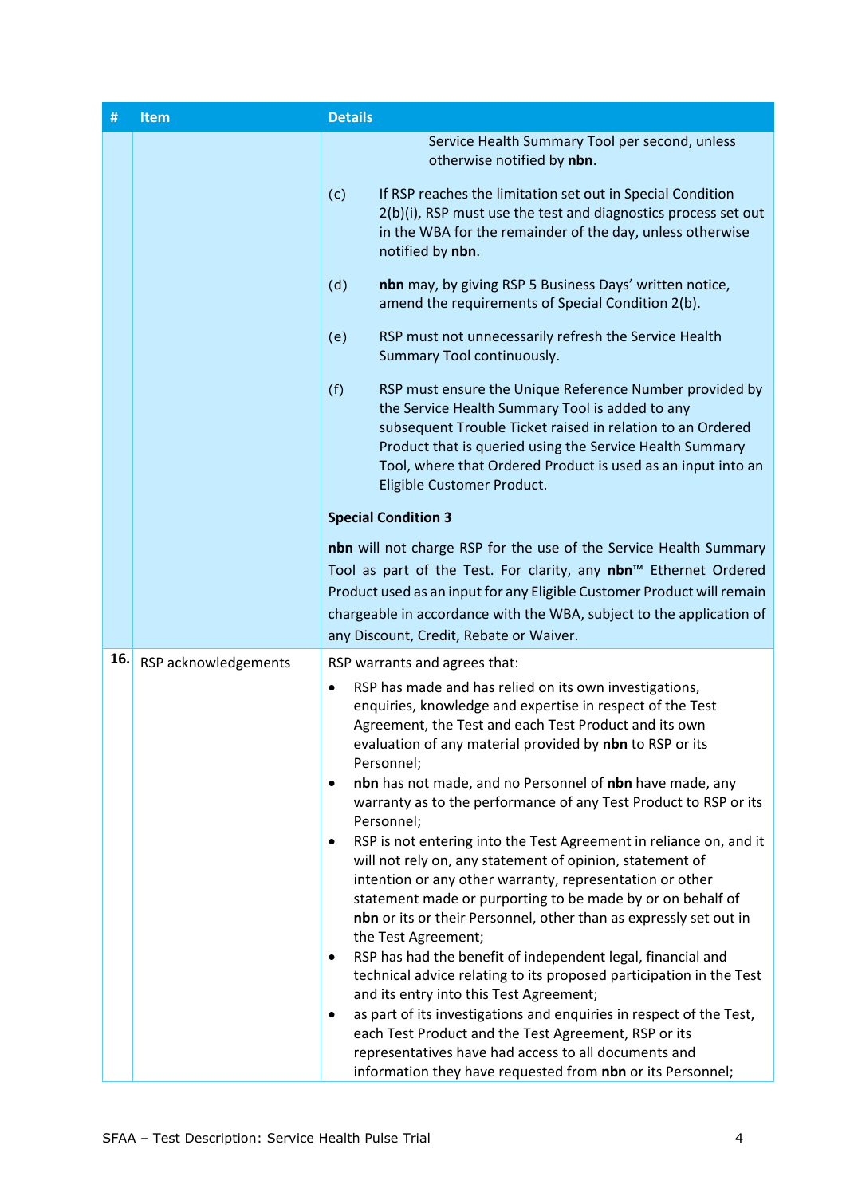| # | Item | Details |
|---|---|---|
| | | Service Health Summary Tool per second, unless otherwise notified by **nbn**.<br><br>(c) If RSP reaches the limitation set out in Special Condition 2(b)(i), RSP must use the test and diagnostics process set out in the WBA for the remainder of the day, unless otherwise notified by **nbn**.<br><br>(d) **nbn** may, by giving RSP 5 Business Days' written notice, amend the requirements of Special Condition 2(b).<br><br>(e) RSP must not unnecessarily refresh the Service Health Summary Tool continuously.<br><br>(f) RSP must ensure the Unique Reference Number provided by the Service Health Summary Tool is added to any subsequent Trouble Ticket raised in relation to an Ordered Product that is queried using the Service Health Summary Tool, where that Ordered Product is used as an input into an Eligible Customer Product.<br><br>**Special Condition 3**<br><br>**nbn** will not charge RSP for the use of the Service Health Summary Tool as part of the Test. For clarity, any **nbn**™ Ethernet Ordered Product used as an input for any Eligible Customer Product will remain chargeable in accordance with the WBA, subject to the application of any Discount, Credit, Rebate or Waiver. |
| **16.** | RSP acknowledgements | RSP warrants and agrees that:<br>• RSP has made and has relied on its own investigations, enquiries, knowledge and expertise in respect of the Test Agreement, the Test and each Test Product and its own evaluation of any material provided by **nbn** to RSP or its Personnel;<br>• **nbn** has not made, and no Personnel of **nbn** have made, any warranty as to the performance of any Test Product to RSP or its Personnel;<br>• RSP is not entering into the Test Agreement in reliance on, and it will not rely on, any statement of opinion, statement of intention or any other warranty, representation or other statement made or purporting to be made by or on behalf of **nbn** or its or their Personnel, other than as expressly set out in the Test Agreement;<br>• RSP has had the benefit of independent legal, financial and technical advice relating to its proposed participation in the Test and its entry into this Test Agreement;<br>• as part of its investigations and enquiries in respect of the Test, each Test Product and the Test Agreement, RSP or its representatives have had access to all documents and information they have requested from **nbn** or its Personnel; |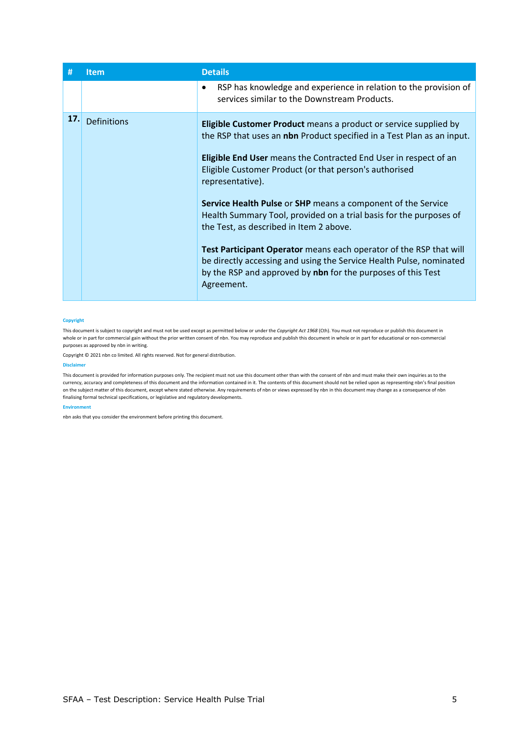| # | Item | Details |
|---|---|---|
| | | • RSP has knowledge and experience in relation to the provision of services similar to the Downstream Products. |
| **17.** | Definitions | **Eligible Customer Product** means a product or service supplied by the RSP that uses an **nbn** Product specified in a Test Plan as an input.<br><br>**Eligible End User** means the Contracted End User in respect of an Eligible Customer Product (or that person's authorised representative).<br><br>**Service Health Pulse** or **SHP** means a component of the Service Health Summary Tool, provided on a trial basis for the purposes of the Test, as described in Item 2 above.<br><br>**Test Participant Operator** means each operator of the RSP that will be directly accessing and using the Service Health Pulse, nominated by the RSP and approved by **nbn** for the purposes of this Test Agreement. |

**Copyright**

This document is subject to copyright and must not be used except as permitted below or under the *Copyright Act 1968* (Cth). You must not reproduce or publish this document in whole or in part for commercial gain without the prior written consent of nbn. You may reproduce and publish this document in whole or in part for educational or non-commercial purposes as approved by nbn in writing.

Copyright © 2021 nbn co limited. All rights reserved. Not for general distribution.

**Disclaimer**

This document is provided for information purposes only. The recipient must not use this document other than with the consent of nbn and must make their own inquiries as to the currency, accuracy and completeness of this document and the information contained in it. The contents of this document should not be relied upon as representing nbn's final position on the subject matter of this document, except where stated otherwise. Any requirements of nbn or views expressed by nbn in this document may change as a consequence of nbn finalising formal technical specifications, or legislative and regulatory developments.

**Environment**

nbn asks that you consider the environment before printing this document.